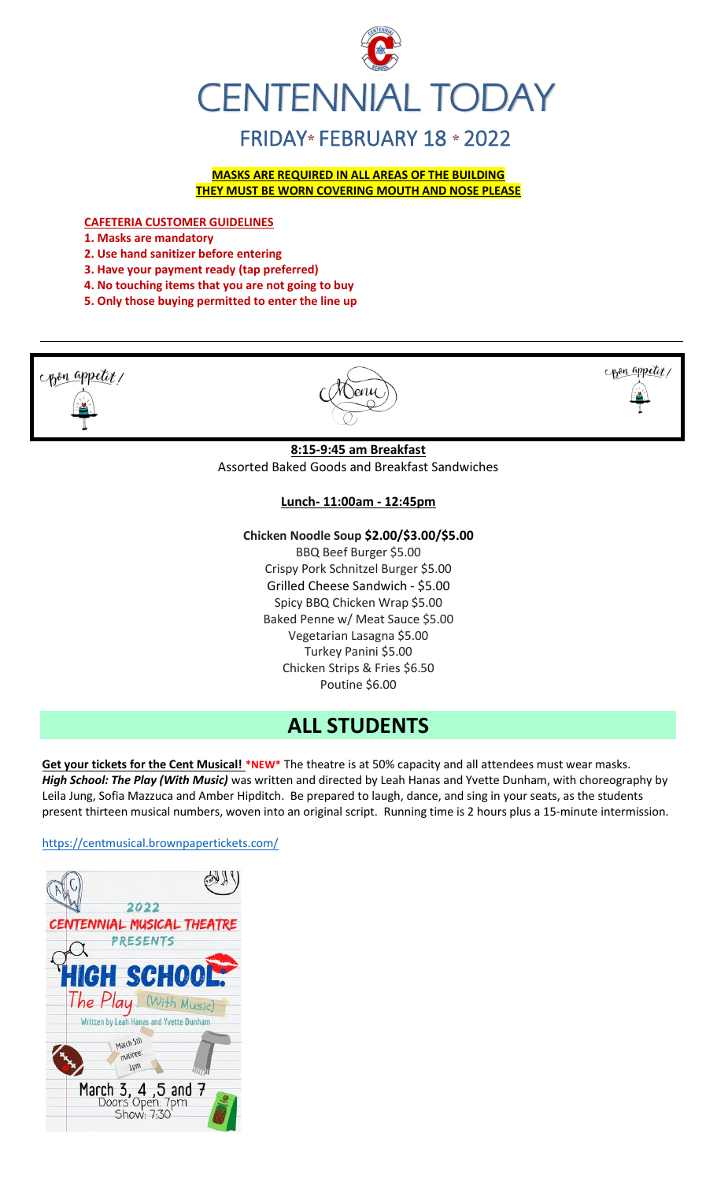# CENTENNIAL TODAY

## FRIDAY* FEBRUARY 18 * 2022

**MASKS ARE REQUIRED IN ALL AREAS OF THE BUILDING**
**THEY MUST BE WORN COVERING MOUTH AND NOSE PLEASE**

**CAFETERIA CUSTOMER GUIDELINES**

1. **Masks are mandatory**
2. **Use hand sanitizer before entering**
3. **Have your payment ready (tap preferred)**
4. **No touching items that you are not going to buy**
5. **Only those buying permitted to enter the line up**

Bon appetit! Menu Bon appetit!

**8:15-9:45 am Breakfast**
Assorted Baked Goods and Breakfast Sandwiches

**Lunch- 11:00am - 12:45pm**

**Chicken Noodle Soup $2.00/$3.00/$5.00**
BBQ Beef Burger $5.00
Crispy Pork Schnitzel Burger $5.00
Grilled Cheese Sandwich - $5.00
Spicy BBQ Chicken Wrap $5.00
Baked Penne w/ Meat Sauce $5.00
Vegetarian Lasagna $5.00
Turkey Panini $5.00
Chicken Strips & Fries $6.50
Poutine $6.00

# ALL STUDENTS

**Get your tickets for the Cent Musical!** ***NEW*** The theatre is at 50% capacity and all attendees must wear masks. ***High School: The Play (With Music)*** was written and directed by Leah Hanas and Yvette Dunham, with choreography by Leila Jung, Sofia Mazzuca and Amber Hipditch. Be prepared to laugh, dance, and sing in your seats, as the students present thirteen musical numbers, woven into an original script. Running time is 2 hours plus a 15-minute intermission.

https://centmusical.brownpapertickets.com/

2022
CENTENNIAL MUSICAL THEATRE
PRESENTS
HIGH SCHOOL:
The Play (With Music)
Written by Leah Hanas and Yvette Dunham
March 5th matinee: 1pm
March 3, 4, 5 and 7
Doors Open: 7pm
Show: 7:30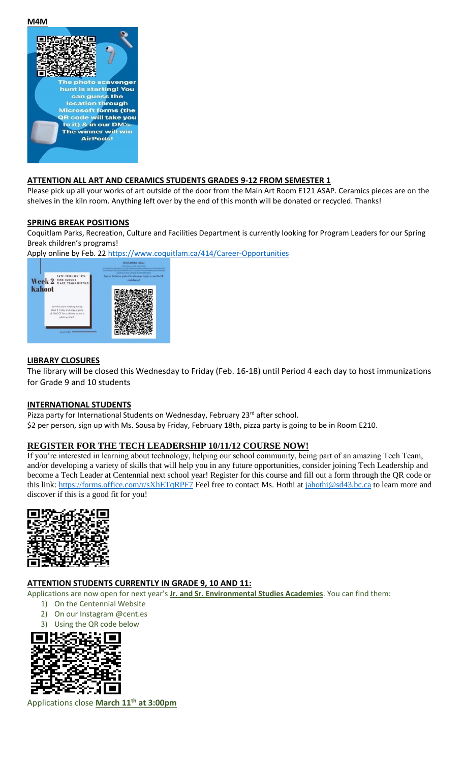**M4M**

The photo scavenger hunt is starting! You can guess the location through Microsoft forms (the QR code will take you to it) & in our DM's. The winner will win AirPods!

**ATTENTION ALL ART AND CERAMICS STUDENTS GRADES 9-12 FROM SEMESTER 1**

Please pick up all your works of art outside of the door from the Main Art Room E121 ASAP. Ceramics pieces are on the shelves in the kiln room. Anything left over by the end of this month will be donated or recycled. Thanks!

**SPRING BREAK POSITIONS**

Coquitlam Parks, Recreation, Culture and Facilities Department is currently looking for Program Leaders for our Spring Break children's programs!

Apply online by Feb. 22 https://www.coquitlam.ca/414/Career-Opportunities

Week 2 Kahoot
DATE: FEBRUARY 18TH
TIME: BLOCK 3
PLACE: TEAMS MEETING

Join the zoom meeting during block 3 Friday and play a game of KAHOOT for a chance to win a photo print!

MOVEMAMA Kahoot

Tap on the link or paste it in a browser to join or use the QR code below!

**LIBRARY CLOSURES**

The library will be closed this Wednesday to Friday (Feb. 16-18) until Period 4 each day to host immunizations for Grade 9 and 10 students

**INTERNATIONAL STUDENTS**

Pizza party for International Students on Wednesday, February 23rd after school.
$2 per person, sign up with Ms. Sousa by Friday, February 18th, pizza party is going to be in Room E210.

**REGISTER FOR THE TECH LEADERSHIP 10/11/12 COURSE NOW!**

If you're interested in learning about technology, helping our school community, being part of an amazing Tech Team, and/or developing a variety of skills that will help you in any future opportunities, consider joining Tech Leadership and become a Tech Leader at Centennial next school year! Register for this course and fill out a form through the QR code or this link: https://forms.office.com/r/sXhETqRPF7 Feel free to contact Ms. Hothi at jahothi@sd43.bc.ca to learn more and discover if this is a good fit for you!

**ATTENTION STUDENTS CURRENTLY IN GRADE 9, 10 AND 11:**

Applications are now open for next year's **Jr. and Sr. Environmental Studies Academies**. You can find them:

1) On the Centennial Website
2) On our Instagram @cent.es
3) Using the QR code below

Applications close **March 11th at 3:00pm**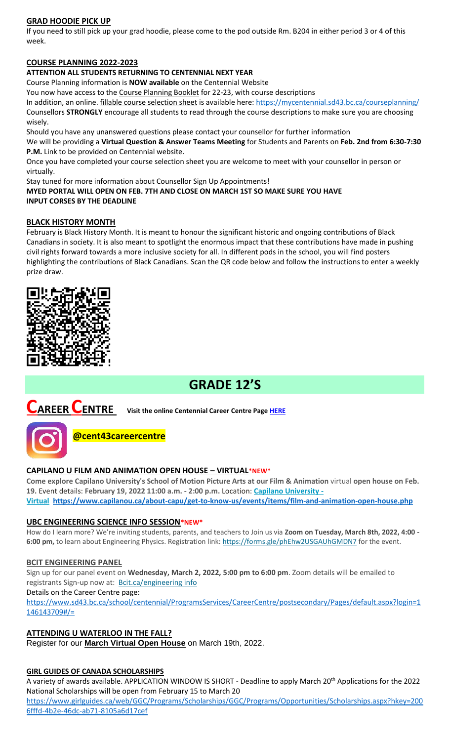**GRAD HOODIE PICK UP**

If you need to still pick up your grad hoodie, please come to the pod outside Rm. B204 in either period 3 or 4 of this week.

**COURSE PLANNING 2022-2023**

**ATTENTION ALL STUDENTS RETURNING TO CENTENNIAL NEXT YEAR**

Course Planning information is **NOW available** on the Centennial Website

You now have access to the Course Planning Booklet for 22-23, with course descriptions

In addition, an online. fillable course selection sheet is available here: https://mycentennial.sd43.bc.ca/courseplanning/

Counsellors **STRONGLY** encourage all students to read through the course descriptions to make sure you are choosing wisely.

Should you have any unanswered questions please contact your counsellor for further information

We will be providing a **Virtual Question & Answer Teams Meeting** for Students and Parents on **Feb. 2nd from 6:30-7:30 P.M.** Link to be provided on Centennial website.

Once you have completed your course selection sheet you are welcome to meet with your counsellor in person or virtually.

Stay tuned for more information about Counsellor Sign Up Appointments!

**MYED PORTAL WILL OPEN ON FEB. 7TH AND CLOSE ON MARCH 1ST SO MAKE SURE YOU HAVE INPUT CORSES BY THE DEADLINE**

**BLACK HISTORY MONTH**

February is Black History Month. It is meant to honour the significant historic and ongoing contributions of Black Canadians in society. It is also meant to spotlight the enormous impact that these contributions have made in pushing civil rights forward towards a more inclusive society for all. In different pods in the school, you will find posters highlighting the contributions of Black Canadians. Scan the QR code below and follow the instructions to enter a weekly prize draw.

# GRADE 12'S

## CAREER CENTRE

Visit the online Centennial Career Centre Page HERE

**@cent43careercentre**

**CAPILANO U FILM AND ANIMATION OPEN HOUSE – VIRTUAL*NEW***

**Come explore Capilano University's School of Motion Picture Arts at our Film & Animation** virtual **open house on Feb. 19.** Event details: **February 19, 2022 11:00 a.m. - 2:00 p.m.** Location: **Capilano University - Virtual https://www.capilanou.ca/about-capu/get-to-know-us/events/items/film-and-animation-open-house.php**

**UBC ENGINEERING SCIENCE INFO SESSION*NEW***

How do I learn more? We're inviting students, parents, and teachers to Join us via **Zoom on Tuesday, March 8th, 2022, 4:00 - 6:00 pm,** to learn about Engineering Physics. Registration link: https://forms.gle/phEhw2USGAUhGMDN7 for the event.

**BCIT ENGINEERING PANEL**

Sign up for our panel event on **Wednesday, March 2, 2022, 5:00 pm to 6:00 pm**. Zoom details will be emailed to registrants Sign-up now at: Bcit.ca/engineering info

Details on the Career Centre page:

https://www.sd43.bc.ca/school/centennial/ProgramsServices/CareerCentre/postsecondary/Pages/default.aspx?login=1146143709#/=

**ATTENDING U WATERLOO IN THE FALL?**

Register for our **March Virtual Open House** on March 19th, 2022.

**GIRL GUIDES OF CANADA SCHOLARSHIPS**

A variety of awards available. APPLICATION WINDOW IS SHORT - Deadline to apply March 20th Applications for the 2022 National Scholarships will be open from February 15 to March 20

https://www.girlguides.ca/web/GGC/Programs/Scholarships/GGC/Programs/Opportunities/Scholarships.aspx?hkey=2006fffd-4b2e-46dc-ab71-8105a6d17cef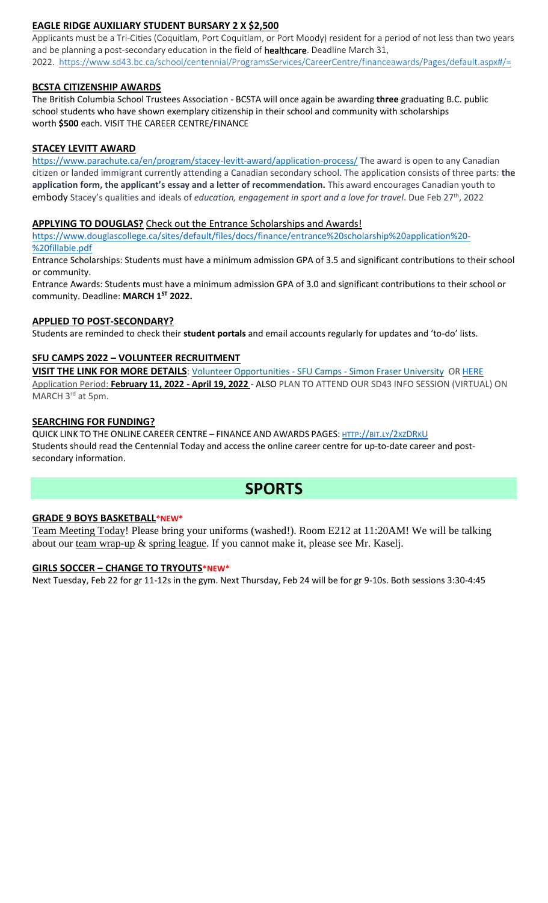### EAGLE RIDGE AUXILIARY STUDENT BURSARY 2 X $2,500

Applicants must be a Tri-Cities (Coquitlam, Port Coquitlam, or Port Moody) resident for a period of not less than two years and be planning a post-secondary education in the field of **healthcare**. Deadline March 31, 2022. https://www.sd43.bc.ca/school/centennial/ProgramsServices/CareerCentre/financeawards/Pages/default.aspx#/=

### BCSTA CITIZENSHIP AWARDS

The British Columbia School Trustees Association - BCSTA will once again be awarding **three** graduating B.C. public school students who have shown exemplary citizenship in their school and community with scholarships worth **$500** each. VISIT THE CAREER CENTRE/FINANCE

### STACEY LEVITT AWARD

https://www.parachute.ca/en/program/stacey-levitt-award/application-process/ The award is open to any Canadian citizen or landed immigrant currently attending a Canadian secondary school. The application consists of three parts: **the application form, the applicant's essay and a letter of recommendation.** This award encourages Canadian youth to embody Stacey's qualities and ideals of *education, engagement in sport and a love for travel*. Due Feb 27th, 2022

### APPLYING TO DOUGLAS? Check out the Entrance Scholarships and Awards!

https://www.douglascollege.ca/sites/default/files/docs/finance/entrance%20scholarship%20application%20-%20fillable.pdf

Entrance Scholarships: Students must have a minimum admission GPA of 3.5 and significant contributions to their school or community.

Entrance Awards: Students must have a minimum admission GPA of 3.0 and significant contributions to their school or community. Deadline: **MARCH 1ST 2022.**

### APPLIED TO POST-SECONDARY?

Students are reminded to check their **student portals** and email accounts regularly for updates and 'to-do' lists.

### SFU CAMPS 2022 – VOLUNTEER RECRUITMENT

**VISIT THE LINK FOR MORE DETAILS**: Volunteer Opportunities - SFU Camps - Simon Fraser University OR HERE
Application Period: **February 11, 2022 - April 19, 2022** - ALSO PLAN TO ATTEND OUR SD43 INFO SESSION (VIRTUAL) ON MARCH 3rd at 5pm.

### SEARCHING FOR FUNDING?

QUICK LINK TO THE ONLINE CAREER CENTRE – FINANCE AND AWARDS PAGES: HTTP://BIT.LY/2XZDRKU
Students should read the Centennial Today and access the online career centre for up-to-date career and post-secondary information.

# SPORTS

### GRADE 9 BOYS BASKETBALL*NEW*

Team Meeting Today! Please bring your uniforms (washed!). Room E212 at 11:20AM! We will be talking about our team wrap-up & spring league. If you cannot make it, please see Mr. Kaselj.

### GIRLS SOCCER – CHANGE TO TRYOUTS*NEW*

Next Tuesday, Feb 22 for gr 11-12s in the gym. Next Thursday, Feb 24 will be for gr 9-10s. Both sessions 3:30-4:45